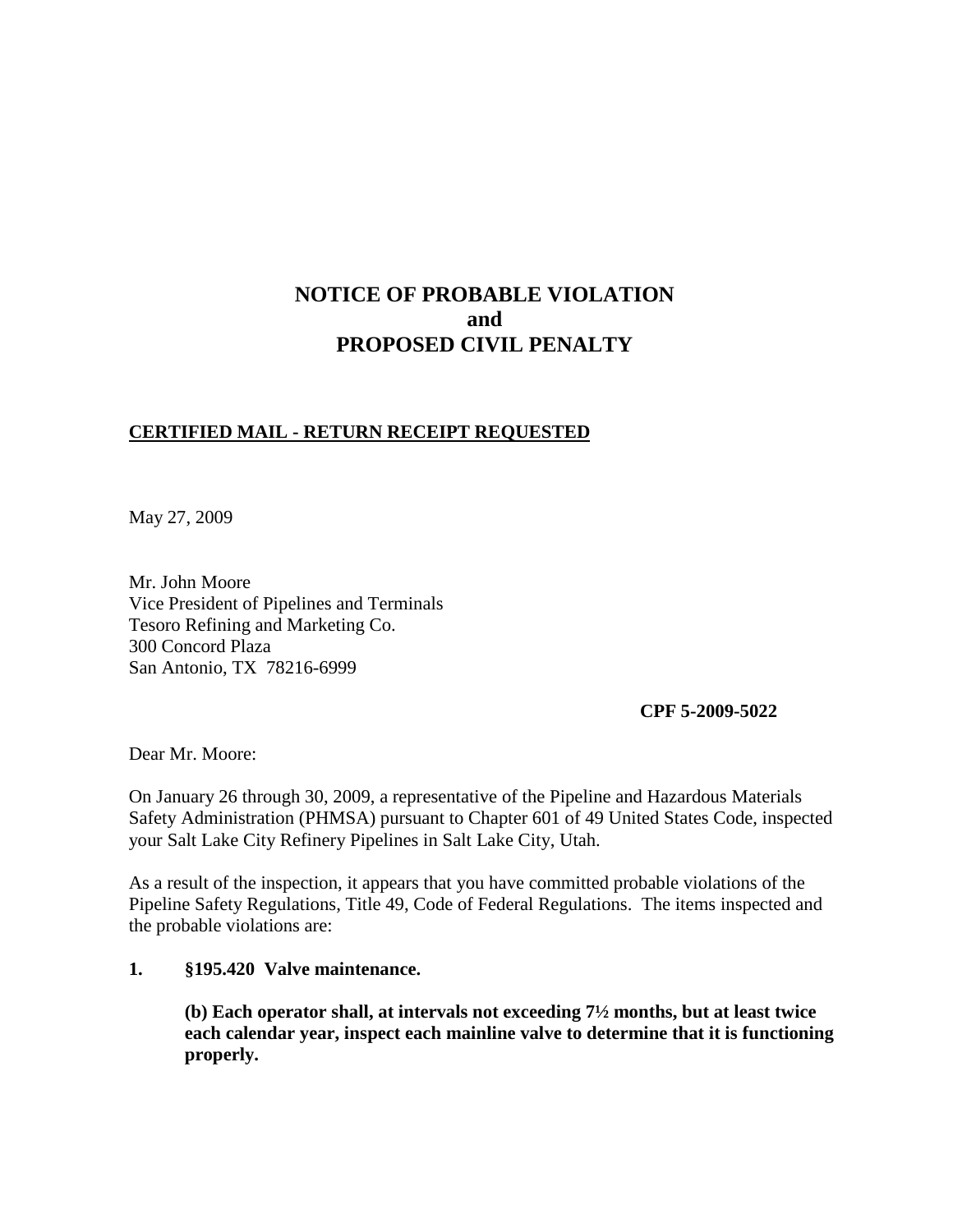# NOTICE OF PROBABLE VIOLATION
# and
# PROPOSED CIVIL PENALTY

**CERTIFIED MAIL - RETURN RECEIPT REQUESTED**

May 27, 2009

Mr. John Moore
Vice President of Pipelines and Terminals
Tesoro Refining and Marketing Co.
300 Concord Plaza
San Antonio, TX 78216-6999

**CPF 5-2009-5022**

Dear Mr. Moore:

On January 26 through 30, 2009, a representative of the Pipeline and Hazardous Materials Safety Administration (PHMSA) pursuant to Chapter 601 of 49 United States Code, inspected your Salt Lake City Refinery Pipelines in Salt Lake City, Utah.

As a result of the inspection, it appears that you have committed probable violations of the Pipeline Safety Regulations, Title 49, Code of Federal Regulations. The items inspected and the probable violations are:

**1. §195.420 Valve maintenance.**

**(b) Each operator shall, at intervals not exceeding 7½ months, but at least twice each calendar year, inspect each mainline valve to determine that it is functioning properly.**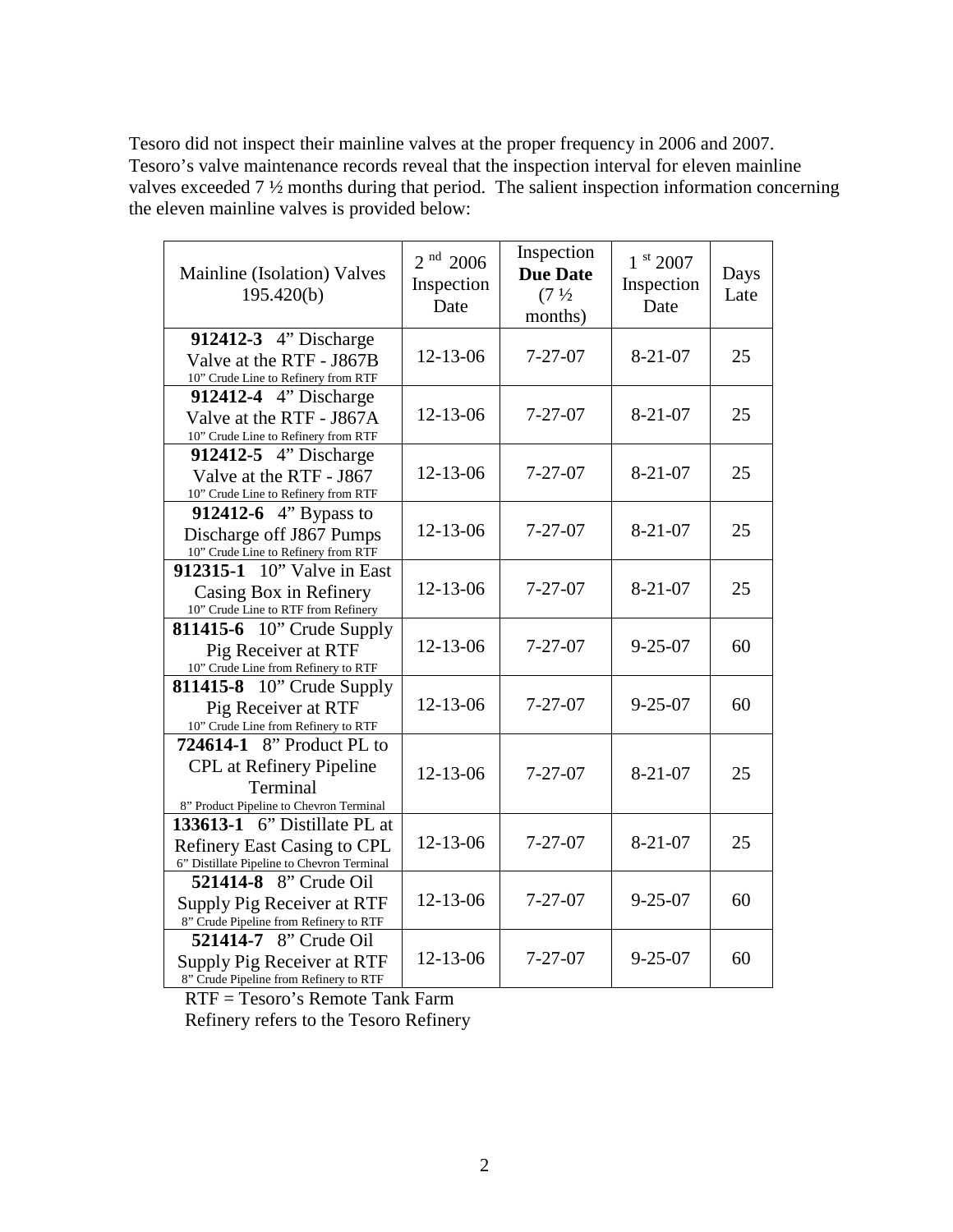Tesoro did not inspect their mainline valves at the proper frequency in 2006 and 2007. Tesoro's valve maintenance records reveal that the inspection interval for eleven mainline valves exceeded 7 ½ months during that period. The salient inspection information concerning the eleven mainline valves is provided below:

| Mainline (Isolation) Valves 195.420(b) | 2 nd 2006 Inspection Date | Inspection **Due Date** (7 ½ months) | 1 st 2007 Inspection Date | Days Late |
|---|---|---|---|---|
| **912412-3** 4" Discharge Valve at the RTF - J867B 10" Crude Line to Refinery from RTF | 12-13-06 | 7-27-07 | 8-21-07 | 25 |
| **912412-4** 4" Discharge Valve at the RTF - J867A 10" Crude Line to Refinery from RTF | 12-13-06 | 7-27-07 | 8-21-07 | 25 |
| **912412-5** 4" Discharge Valve at the RTF - J867 10" Crude Line to Refinery from RTF | 12-13-06 | 7-27-07 | 8-21-07 | 25 |
| **912412-6** 4" Bypass to Discharge off J867 Pumps 10" Crude Line to Refinery from RTF | 12-13-06 | 7-27-07 | 8-21-07 | 25 |
| **912315-1** 10" Valve in East Casing Box in Refinery 10" Crude Line to RTF from Refinery | 12-13-06 | 7-27-07 | 8-21-07 | 25 |
| **811415-6** 10" Crude Supply Pig Receiver at RTF 10" Crude Line from Refinery to RTF | 12-13-06 | 7-27-07 | 9-25-07 | 60 |
| **811415-8** 10" Crude Supply Pig Receiver at RTF 10" Crude Line from Refinery to RTF | 12-13-06 | 7-27-07 | 9-25-07 | 60 |
| **724614-1** 8" Product PL to CPL at Refinery Pipeline Terminal 8" Product Pipeline to Chevron Terminal | 12-13-06 | 7-27-07 | 8-21-07 | 25 |
| **133613-1** 6" Distillate PL at Refinery East Casing to CPL 6" Distillate Pipeline to Chevron Terminal | 12-13-06 | 7-27-07 | 8-21-07 | 25 |
| **521414-8** 8" Crude Oil Supply Pig Receiver at RTF 8" Crude Pipeline from Refinery to RTF | 12-13-06 | 7-27-07 | 9-25-07 | 60 |
| **521414-7** 8" Crude Oil Supply Pig Receiver at RTF 8" Crude Pipeline from Refinery to RTF | 12-13-06 | 7-27-07 | 9-25-07 | 60 |

RTF = Tesoro's Remote Tank Farm

Refinery refers to the Tesoro Refinery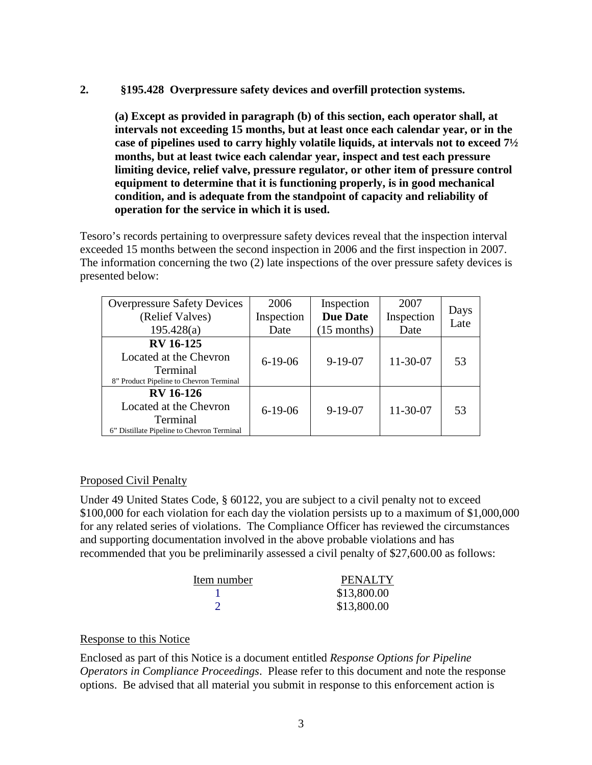**2. §195.428 Overpressure safety devices and overfill protection systems.**

**(a) Except as provided in paragraph (b) of this section, each operator shall, at intervals not exceeding 15 months, but at least once each calendar year, or in the case of pipelines used to carry highly volatile liquids, at intervals not to exceed 7½ months, but at least twice each calendar year, inspect and test each pressure limiting device, relief valve, pressure regulator, or other item of pressure control equipment to determine that it is functioning properly, is in good mechanical condition, and is adequate from the standpoint of capacity and reliability of operation for the service in which it is used.**

Tesoro's records pertaining to overpressure safety devices reveal that the inspection interval exceeded 15 months between the second inspection in 2006 and the first inspection in 2007. The information concerning the two (2) late inspections of the over pressure safety devices is presented below:

| Overpressure Safety Devices (Relief Valves) 195.428(a) | 2006 Inspection Date | Inspection **Due Date** (15 months) | 2007 Inspection Date | Days Late |
|---|---|---|---|---|
| **RV 16-125** Located at the Chevron Terminal 8" Product Pipeline to Chevron Terminal | 6-19-06 | 9-19-07 | 11-30-07 | 53 |
| **RV 16-126** Located at the Chevron Terminal 6" Distillate Pipeline to Chevron Terminal | 6-19-06 | 9-19-07 | 11-30-07 | 53 |

Proposed Civil Penalty

Under 49 United States Code, § 60122, you are subject to a civil penalty not to exceed \$100,000 for each violation for each day the violation persists up to a maximum of \$1,000,000 for any related series of violations. The Compliance Officer has reviewed the circumstances and supporting documentation involved in the above probable violations and has recommended that you be preliminarily assessed a civil penalty of \$27,600.00 as follows:

| Item number | PENALTY |
|---|---|
| 1 | \$13,800.00 |
| 2 | \$13,800.00 |

Response to this Notice

Enclosed as part of this Notice is a document entitled *Response Options for Pipeline Operators in Compliance Proceedings*. Please refer to this document and note the response options. Be advised that all material you submit in response to this enforcement action is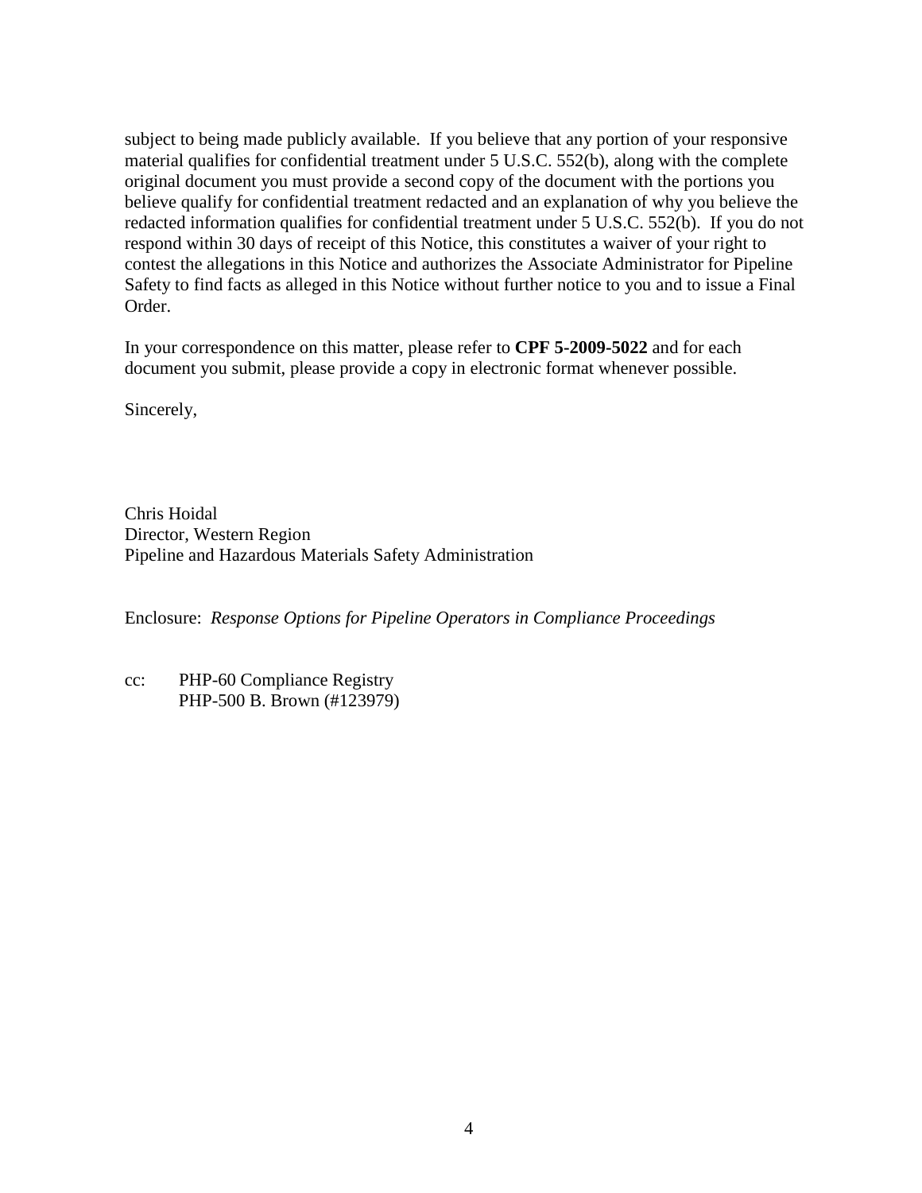subject to being made publicly available. If you believe that any portion of your responsive material qualifies for confidential treatment under 5 U.S.C. 552(b), along with the complete original document you must provide a second copy of the document with the portions you believe qualify for confidential treatment redacted and an explanation of why you believe the redacted information qualifies for confidential treatment under 5 U.S.C. 552(b). If you do not respond within 30 days of receipt of this Notice, this constitutes a waiver of your right to contest the allegations in this Notice and authorizes the Associate Administrator for Pipeline Safety to find facts as alleged in this Notice without further notice to you and to issue a Final Order.

In your correspondence on this matter, please refer to **CPF 5-2009-5022** and for each document you submit, please provide a copy in electronic format whenever possible.

Sincerely,

Chris Hoidal  
Director, Western Region  
Pipeline and Hazardous Materials Safety Administration

Enclosure: *Response Options for Pipeline Operators in Compliance Proceedings*

cc: PHP-60 Compliance Registry  
PHP-500 B. Brown (#123979)